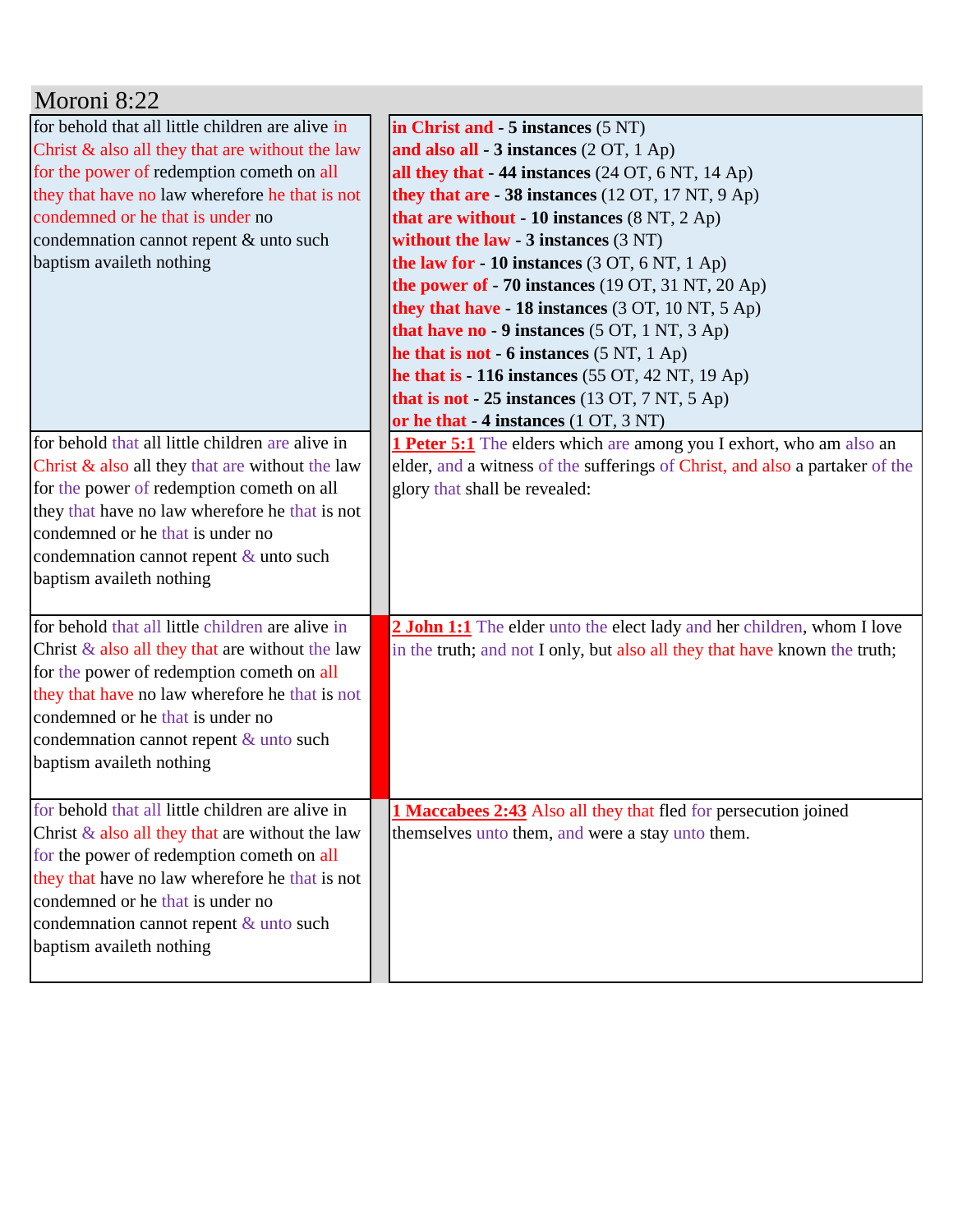# Moroni 8:22

| | |
|---|---|
| for behold that all little children are alive in Christ & also all they that are without the law for the power of redemption cometh on all they that have no law wherefore he that is not condemned or he that is under no condemnation cannot repent & unto such baptism availeth nothing | **in Christ and - 5 instances** (5 NT)<br>**and also all - 3 instances** (2 OT, 1 Ap)<br>**all they that - 44 instances** (24 OT, 6 NT, 14 Ap)<br>**they that are - 38 instances** (12 OT, 17 NT, 9 Ap)<br>**that are without - 10 instances** (8 NT, 2 Ap)<br>**without the law - 3 instances** (3 NT)<br>**the law for - 10 instances** (3 OT, 6 NT, 1 Ap)<br>**the power of - 70 instances** (19 OT, 31 NT, 20 Ap)<br>**they that have - 18 instances** (3 OT, 10 NT, 5 Ap)<br>**that have no - 9 instances** (5 OT, 1 NT, 3 Ap)<br>**he that is not - 6 instances** (5 NT, 1 Ap)<br>**he that is - 116 instances** (55 OT, 42 NT, 19 Ap)<br>**that is not - 25 instances** (13 OT, 7 NT, 5 Ap)<br>**or he that - 4 instances** (1 OT, 3 NT) |
| for behold that all little children are alive in Christ & also all they that are without the law for the power of redemption cometh on all they that have no law wherefore he that is not condemned or he that is under no condemnation cannot repent & unto such baptism availeth nothing | **1 Peter 5:1** The elders which are among you I exhort, who am also an elder, and a witness of the sufferings of Christ, and also a partaker of the glory that shall be revealed: |
| for behold that all little children are alive in Christ & also all they that are without the law for the power of redemption cometh on all they that have no law wherefore he that is not condemned or he that is under no condemnation cannot repent & unto such baptism availeth nothing | **2 John 1:1** The elder unto the elect lady and her children, whom I love in the truth; and not I only, but also all they that have known the truth; |
| for behold that all little children are alive in Christ & also all they that are without the law for the power of redemption cometh on all they that have no law wherefore he that is not condemned or he that is under no condemnation cannot repent & unto such baptism availeth nothing | **1 Maccabees 2:43** Also all they that fled for persecution joined themselves unto them, and were a stay unto them. |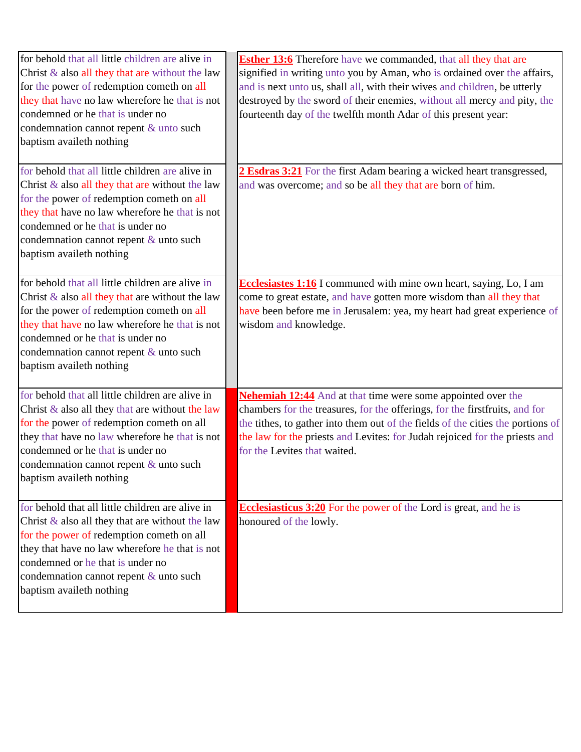| for behold that all little children are alive in Christ & also all they that are without the law for the power of redemption cometh on all they that have no law wherefore he that is not condemned or he that is under no condemnation cannot repent & unto such baptism availeth nothing | | **Esther 13:6** Therefore have we commanded, that all they that are signified in writing unto you by Aman, who is ordained over the affairs, and is next unto us, shall all, with their wives and children, be utterly destroyed by the sword of their enemies, without all mercy and pity, the fourteenth day of the twelfth month Adar of this present year: |
|---|---|---|
| for behold that all little children are alive in Christ & also all they that are without the law for the power of redemption cometh on all they that have no law wherefore he that is not condemned or he that is under no condemnation cannot repent & unto such baptism availeth nothing | | **2 Esdras 3:21** For the first Adam bearing a wicked heart transgressed, and was overcome; and so be all they that are born of him. |
| for behold that all little children are alive in Christ & also all they that are without the law for the power of redemption cometh on all they that have no law wherefore he that is not condemned or he that is under no condemnation cannot repent & unto such baptism availeth nothing | | **Ecclesiastes 1:16** I communed with mine own heart, saying, Lo, I am come to great estate, and have gotten more wisdom than all they that have been before me in Jerusalem: yea, my heart had great experience of wisdom and knowledge. |
| for behold that all little children are alive in Christ & also all they that are without the law for the power of redemption cometh on all they that have no law wherefore he that is not condemned or he that is under no condemnation cannot repent & unto such baptism availeth nothing | | **Nehemiah 12:44** And at that time were some appointed over the chambers for the treasures, for the offerings, for the firstfruits, and for the tithes, to gather into them out of the fields of the cities the portions of the law for the priests and Levites: for Judah rejoiced for the priests and for the Levites that waited. |
| for behold that all little children are alive in Christ & also all they that are without the law for the power of redemption cometh on all they that have no law wherefore he that is not condemned or he that is under no condemnation cannot repent & unto such baptism availeth nothing | | **Ecclesiasticus 3:20** For the power of the Lord is great, and he is honoured of the lowly. |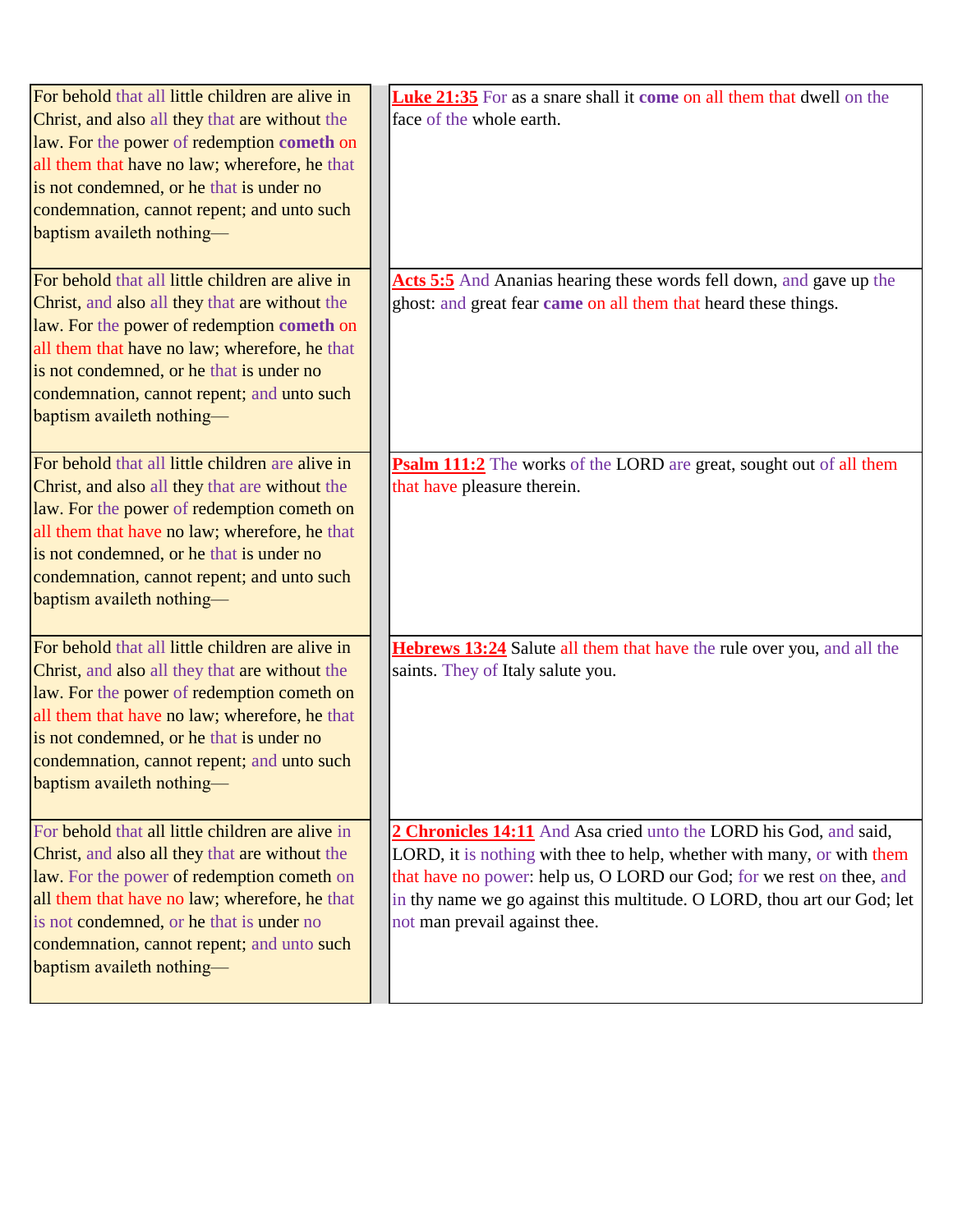| | |
|---|---|
| For behold that all little children are alive in Christ, and also all they that are without the law. For the power of redemption **cometh** on all them that have no law; wherefore, he that is not condemned, or he that is under no condemnation, cannot repent; and unto such baptism availeth nothing— | **Luke 21:35** For as a snare shall it **come** on all them that dwell on the face of the whole earth. |
| For behold that all little children are alive in Christ, and also all they that are without the law. For the power of redemption **cometh** on all them that have no law; wherefore, he that is not condemned, or he that is under no condemnation, cannot repent; and unto such baptism availeth nothing— | **Acts 5:5** And Ananias hearing these words fell down, and gave up the ghost: and great fear **came** on all them that heard these things. |
| For behold that all little children are alive in Christ, and also all they that are without the law. For the power of redemption cometh on all them that have no law; wherefore, he that is not condemned, or he that is under no condemnation, cannot repent; and unto such baptism availeth nothing— | **Psalm 111:2** The works of the LORD are great, sought out of all them that have pleasure therein. |
| For behold that all little children are alive in Christ, and also all they that are without the law. For the power of redemption cometh on all them that have no law; wherefore, he that is not condemned, or he that is under no condemnation, cannot repent; and unto such baptism availeth nothing— | **Hebrews 13:24** Salute all them that have the rule over you, and all the saints. They of Italy salute you. |
| For behold that all little children are alive in Christ, and also all they that are without the law. For the power of redemption cometh on all them that have no law; wherefore, he that is not condemned, or he that is under no condemnation, cannot repent; and unto such baptism availeth nothing— | **2 Chronicles 14:11** And Asa cried unto the LORD his God, and said, LORD, it is nothing with thee to help, whether with many, or with them that have no power: help us, O LORD our God; for we rest on thee, and in thy name we go against this multitude. O LORD, thou art our God; let not man prevail against thee. |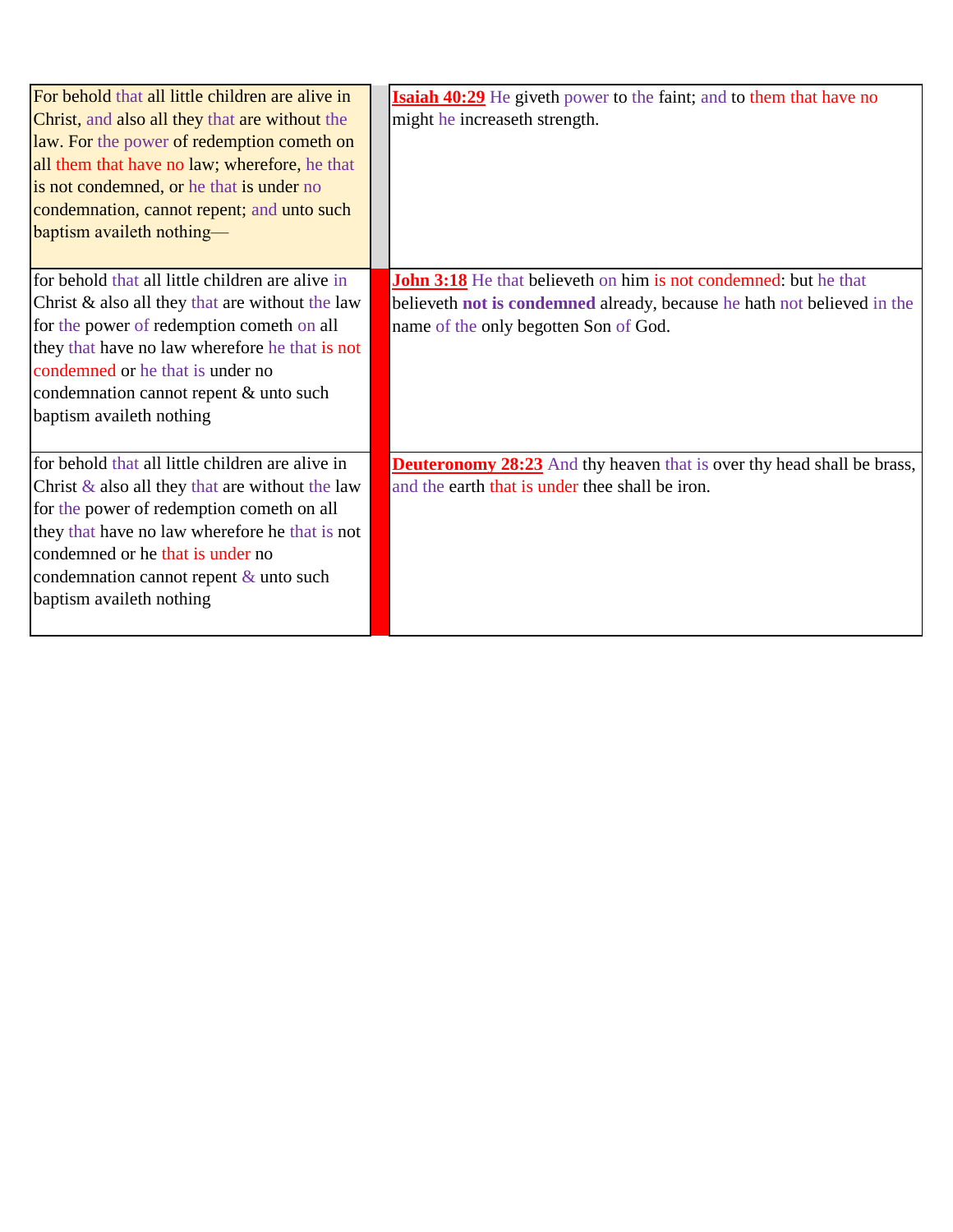| | | |
|---|---|---|
| For behold that all little children are alive in Christ, and also all they that are without the law. For the power of redemption cometh on all them that have no law; wherefore, he that is not condemned, or he that is under no condemnation, cannot repent; and unto such baptism availeth nothing— | | **Isaiah 40:29** He giveth power to the faint; and to them that have no might he increaseth strength. |
| for behold that all little children are alive in Christ & also all they that are without the law for the power of redemption cometh on all they that have no law wherefore he that is not condemned or he that is under no condemnation cannot repent & unto such baptism availeth nothing | | **John 3:18** He that believeth on him is not condemned: but he that believeth **not is condemned** already, because he hath not believed in the name of the only begotten Son of God. |
| for behold that all little children are alive in Christ & also all they that are without the law for the power of redemption cometh on all they that have no law wherefore he that is not condemned or he that is under no condemnation cannot repent & unto such baptism availeth nothing | | **Deuteronomy 28:23** And thy heaven that is over thy head shall be brass, and the earth that is under thee shall be iron. |